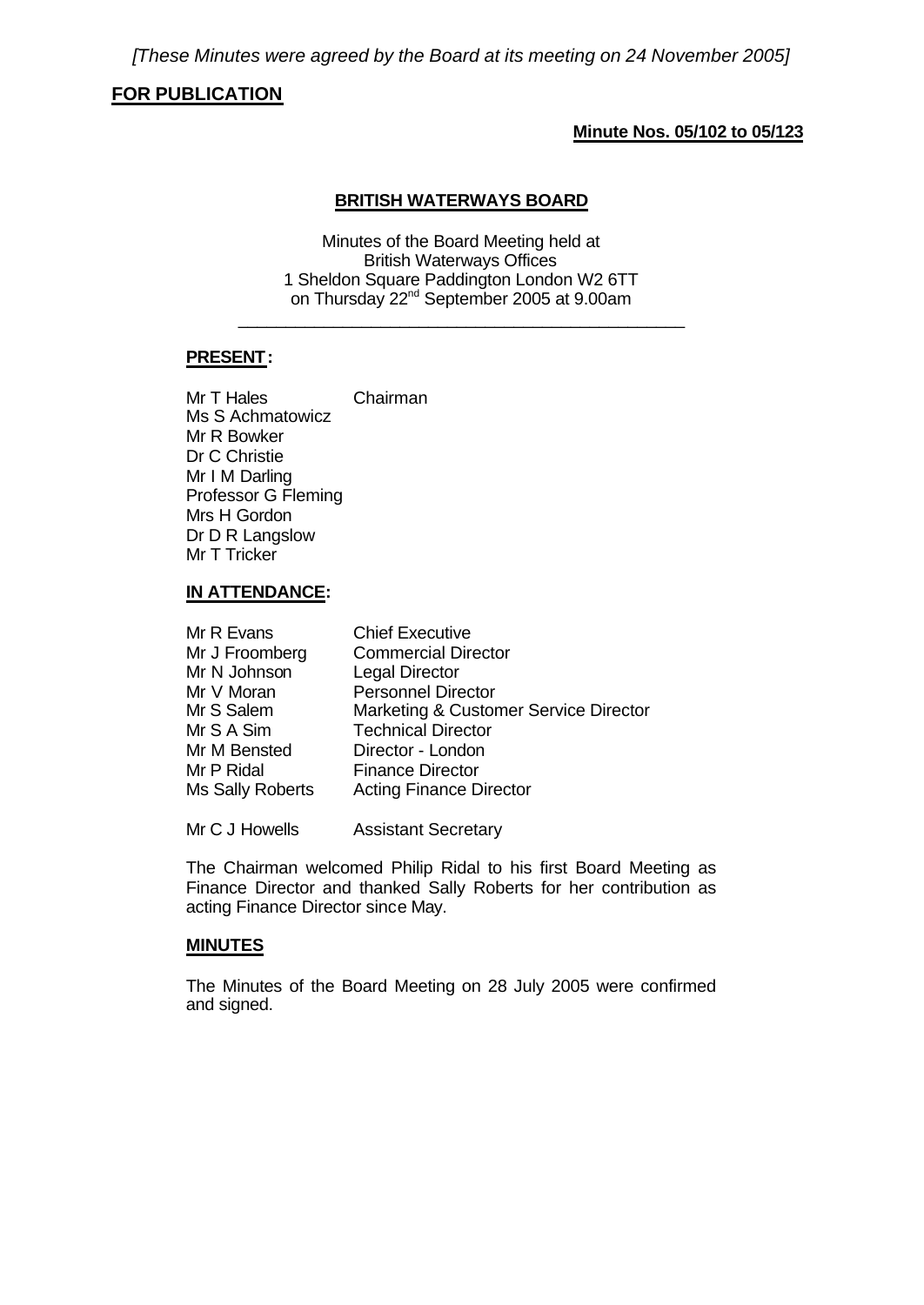*[These Minutes were agreed by the Board at its meeting on 24 November 2005]*

**FOR PUBLICATION**

**Minute Nos. 05/102 to 05/123**

# BRITISH WATERWAYS BOARD

Minutes of the Board Meeting held at
British Waterways Offices
1 Sheldon Square Paddington London W2 6TT
on Thursday 22nd September 2005 at 9.00am

---

**PRESENT:**

| | |
|---|---|
| Mr T Hales | Chairman |
| Ms S Achmatowicz | |
| Mr R Bowker | |
| Dr C Christie | |
| Mr I M Darling | |
| Professor G Fleming | |
| Mrs H Gordon | |
| Dr D R Langslow | |
| Mr T Tricker | |

**IN ATTENDANCE:**

| | |
|---|---|
| Mr R Evans | Chief Executive |
| Mr J Froomberg | Commercial Director |
| Mr N Johnson | Legal Director |
| Mr V Moran | Personnel Director |
| Mr S Salem | Marketing & Customer Service Director |
| Mr S A Sim | Technical Director |
| Mr M Bensted | Director - London |
| Mr P Ridal | Finance Director |
| Ms Sally Roberts | Acting Finance Director |
| | |
| Mr C J Howells | Assistant Secretary |

The Chairman welcomed Philip Ridal to his first Board Meeting as Finance Director and thanked Sally Roberts for her contribution as acting Finance Director since May.

**MINUTES**

The Minutes of the Board Meeting on 28 July 2005 were confirmed and signed.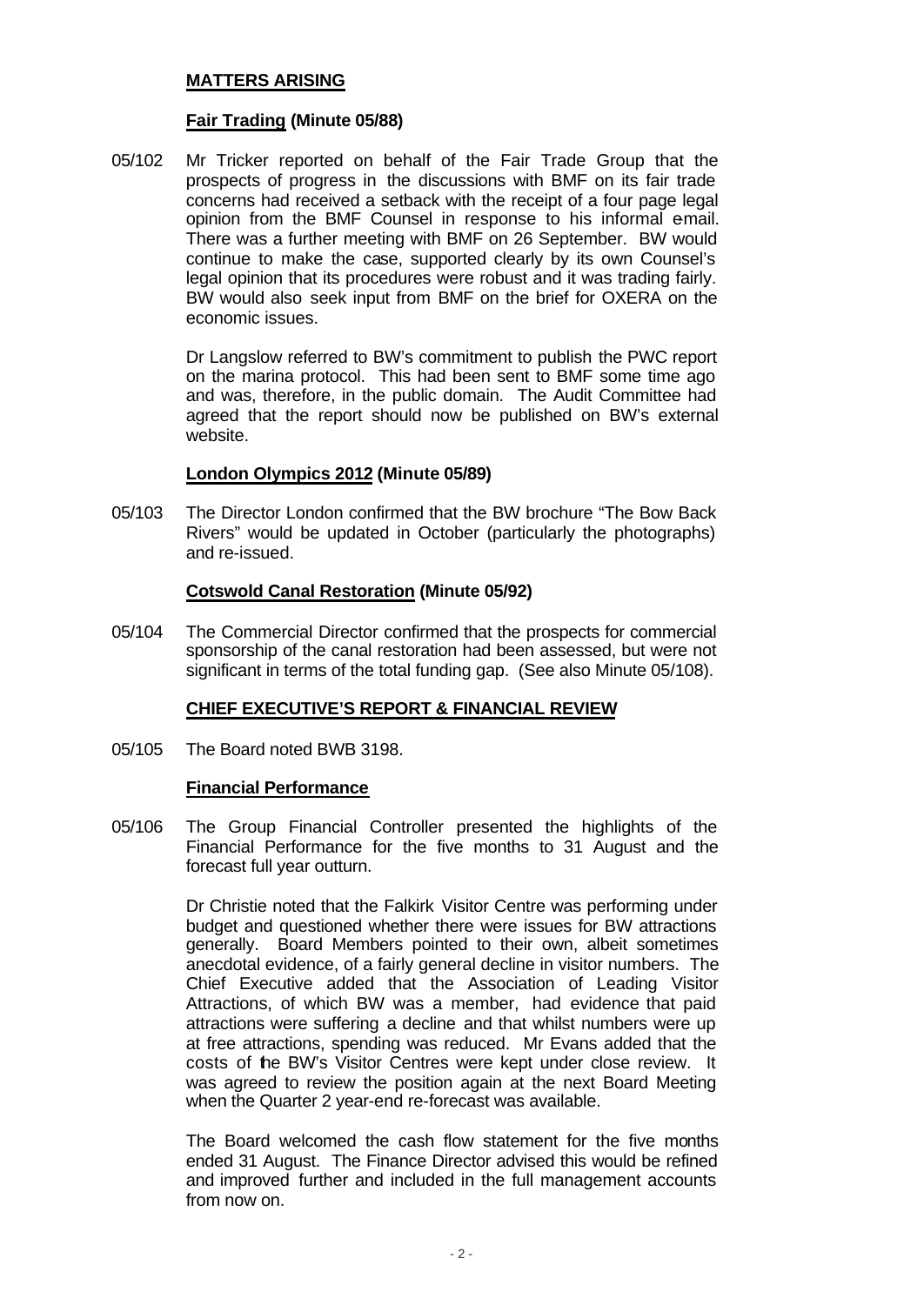## MATTERS ARISING

### Fair Trading (Minute 05/88)

05/102 Mr Tricker reported on behalf of the Fair Trade Group that the prospects of progress in the discussions with BMF on its fair trade concerns had received a setback with the receipt of a four page legal opinion from the BMF Counsel in response to his informal email. There was a further meeting with BMF on 26 September. BW would continue to make the case, supported clearly by its own Counsel's legal opinion that its procedures were robust and it was trading fairly. BW would also seek input from BMF on the brief for OXERA on the economic issues.

Dr Langslow referred to BW's commitment to publish the PWC report on the marina protocol. This had been sent to BMF some time ago and was, therefore, in the public domain. The Audit Committee had agreed that the report should now be published on BW's external website.

### London Olympics 2012 (Minute 05/89)

05/103 The Director London confirmed that the BW brochure "The Bow Back Rivers" would be updated in October (particularly the photographs) and re-issued.

### Cotswold Canal Restoration (Minute 05/92)

05/104 The Commercial Director confirmed that the prospects for commercial sponsorship of the canal restoration had been assessed, but were not significant in terms of the total funding gap. (See also Minute 05/108).

## CHIEF EXECUTIVE'S REPORT & FINANCIAL REVIEW

05/105 The Board noted BWB 3198.

### Financial Performance

05/106 The Group Financial Controller presented the highlights of the Financial Performance for the five months to 31 August and the forecast full year outturn.

Dr Christie noted that the Falkirk Visitor Centre was performing under budget and questioned whether there were issues for BW attractions generally. Board Members pointed to their own, albeit sometimes anecdotal evidence, of a fairly general decline in visitor numbers. The Chief Executive added that the Association of Leading Visitor Attractions, of which BW was a member, had evidence that paid attractions were suffering a decline and that whilst numbers were up at free attractions, spending was reduced. Mr Evans added that the costs of the BW's Visitor Centres were kept under close review. It was agreed to review the position again at the next Board Meeting when the Quarter 2 year-end re-forecast was available.

The Board welcomed the cash flow statement for the five months ended 31 August. The Finance Director advised this would be refined and improved further and included in the full management accounts from now on.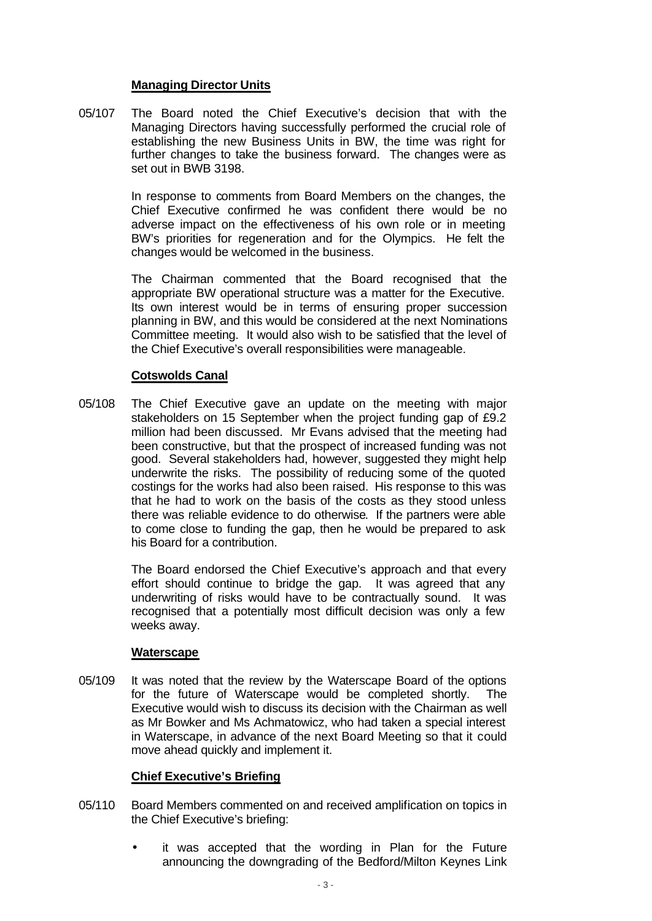**Managing Director Units**

05/107 The Board noted the Chief Executive's decision that with the Managing Directors having successfully performed the crucial role of establishing the new Business Units in BW, the time was right for further changes to take the business forward. The changes were as set out in BWB 3198.

In response to comments from Board Members on the changes, the Chief Executive confirmed he was confident there would be no adverse impact on the effectiveness of his own role or in meeting BW's priorities for regeneration and for the Olympics. He felt the changes would be welcomed in the business.

The Chairman commented that the Board recognised that the appropriate BW operational structure was a matter for the Executive. Its own interest would be in terms of ensuring proper succession planning in BW, and this would be considered at the next Nominations Committee meeting. It would also wish to be satisfied that the level of the Chief Executive's overall responsibilities were manageable.

**Cotswolds Canal**

05/108 The Chief Executive gave an update on the meeting with major stakeholders on 15 September when the project funding gap of £9.2 million had been discussed. Mr Evans advised that the meeting had been constructive, but that the prospect of increased funding was not good. Several stakeholders had, however, suggested they might help underwrite the risks. The possibility of reducing some of the quoted costings for the works had also been raised. His response to this was that he had to work on the basis of the costs as they stood unless there was reliable evidence to do otherwise. If the partners were able to come close to funding the gap, then he would be prepared to ask his Board for a contribution.

The Board endorsed the Chief Executive's approach and that every effort should continue to bridge the gap. It was agreed that any underwriting of risks would have to be contractually sound. It was recognised that a potentially most difficult decision was only a few weeks away.

**Waterscape**

05/109 It was noted that the review by the Waterscape Board of the options for the future of Waterscape would be completed shortly. The Executive would wish to discuss its decision with the Chairman as well as Mr Bowker and Ms Achmatowicz, who had taken a special interest in Waterscape, in advance of the next Board Meeting so that it could move ahead quickly and implement it.

**Chief Executive's Briefing**

05/110 Board Members commented on and received amplification on topics in the Chief Executive's briefing:

- it was accepted that the wording in Plan for the Future announcing the downgrading of the Bedford/Milton Keynes Link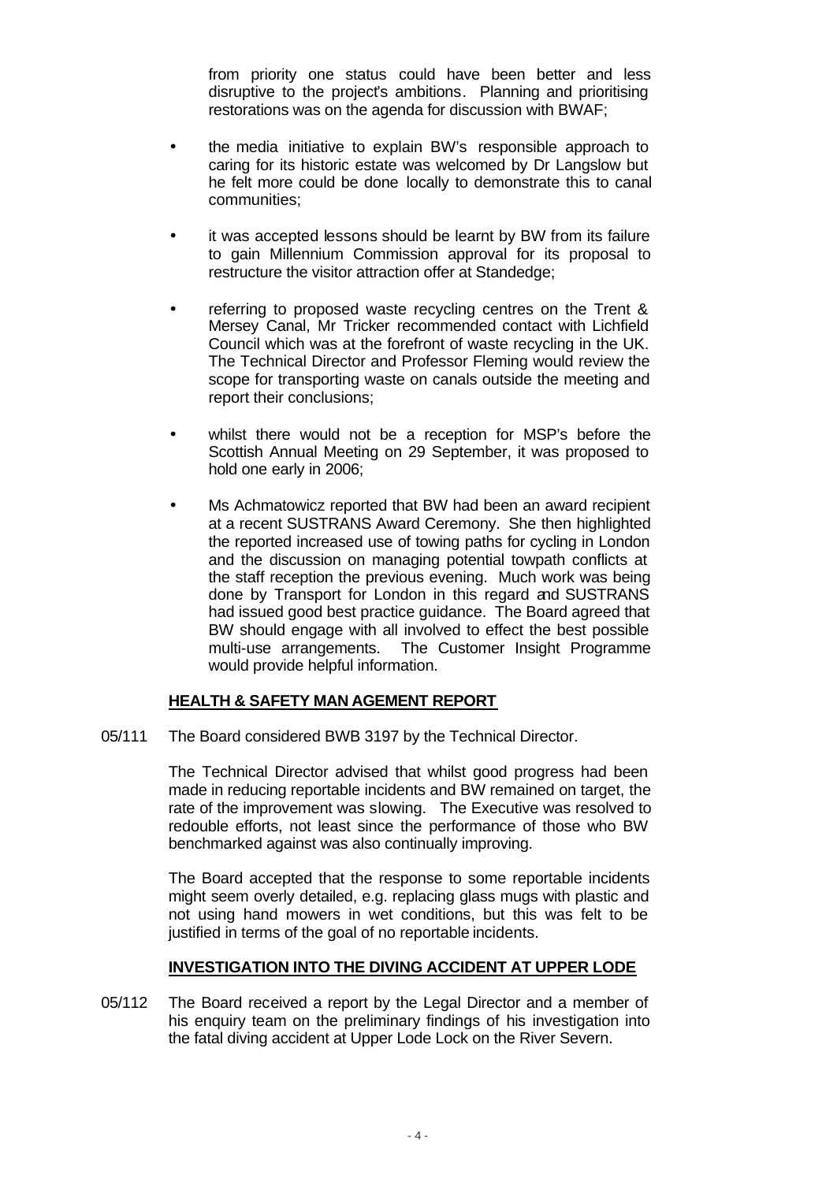from priority one status could have been better and less disruptive to the project's ambitions. Planning and prioritising restorations was on the agenda for discussion with BWAF;

- the media initiative to explain BW's responsible approach to caring for its historic estate was welcomed by Dr Langslow but he felt more could be done locally to demonstrate this to canal communities;
- it was accepted lessons should be learnt by BW from its failure to gain Millennium Commission approval for its proposal to restructure the visitor attraction offer at Standedge;
- referring to proposed waste recycling centres on the Trent & Mersey Canal, Mr Tricker recommended contact with Lichfield Council which was at the forefront of waste recycling in the UK. The Technical Director and Professor Fleming would review the scope for transporting waste on canals outside the meeting and report their conclusions;
- whilst there would not be a reception for MSP's before the Scottish Annual Meeting on 29 September, it was proposed to hold one early in 2006;
- Ms Achmatowicz reported that BW had been an award recipient at a recent SUSTRANS Award Ceremony. She then highlighted the reported increased use of towing paths for cycling in London and the discussion on managing potential towpath conflicts at the staff reception the previous evening. Much work was being done by Transport for London in this regard and SUSTRANS had issued good best practice guidance. The Board agreed that BW should engage with all involved to effect the best possible multi-use arrangements. The Customer Insight Programme would provide helpful information.

**HEALTH & SAFETY MANAGEMENT REPORT**

05/111 The Board considered BWB 3197 by the Technical Director.

The Technical Director advised that whilst good progress had been made in reducing reportable incidents and BW remained on target, the rate of the improvement was slowing. The Executive was resolved to redouble efforts, not least since the performance of those who BW benchmarked against was also continually improving.

The Board accepted that the response to some reportable incidents might seem overly detailed, e.g. replacing glass mugs with plastic and not using hand mowers in wet conditions, but this was felt to be justified in terms of the goal of no reportable incidents.

**INVESTIGATION INTO THE DIVING ACCIDENT AT UPPER LODE**

05/112 The Board received a report by the Legal Director and a member of his enquiry team on the preliminary findings of his investigation into the fatal diving accident at Upper Lode Lock on the River Severn.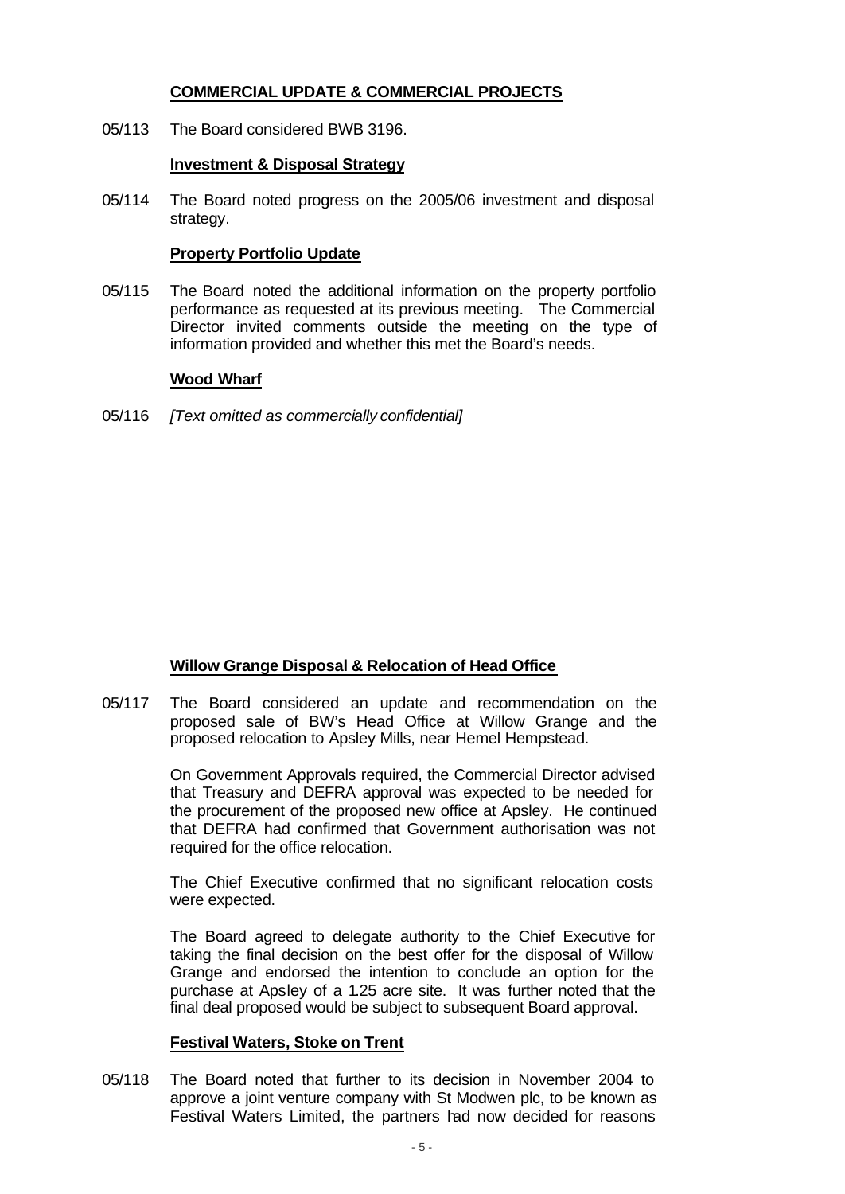## COMMERCIAL UPDATE & COMMERCIAL PROJECTS

05/113 The Board considered BWB 3196.

### Investment & Disposal Strategy

05/114 The Board noted progress on the 2005/06 investment and disposal strategy.

### Property Portfolio Update

05/115 The Board noted the additional information on the property portfolio performance as requested at its previous meeting. The Commercial Director invited comments outside the meeting on the type of information provided and whether this met the Board's needs.

### Wood Wharf

05/116 *[Text omitted as commercially confidential]*

### Willow Grange Disposal & Relocation of Head Office

05/117 The Board considered an update and recommendation on the proposed sale of BW's Head Office at Willow Grange and the proposed relocation to Apsley Mills, near Hemel Hempstead.

On Government Approvals required, the Commercial Director advised that Treasury and DEFRA approval was expected to be needed for the procurement of the proposed new office at Apsley. He continued that DEFRA had confirmed that Government authorisation was not required for the office relocation.

The Chief Executive confirmed that no significant relocation costs were expected.

The Board agreed to delegate authority to the Chief Executive for taking the final decision on the best offer for the disposal of Willow Grange and endorsed the intention to conclude an option for the purchase at Apsley of a 1.25 acre site. It was further noted that the final deal proposed would be subject to subsequent Board approval.

### Festival Waters, Stoke on Trent

05/118 The Board noted that further to its decision in November 2004 to approve a joint venture company with St Modwen plc, to be known as Festival Waters Limited, the partners had now decided for reasons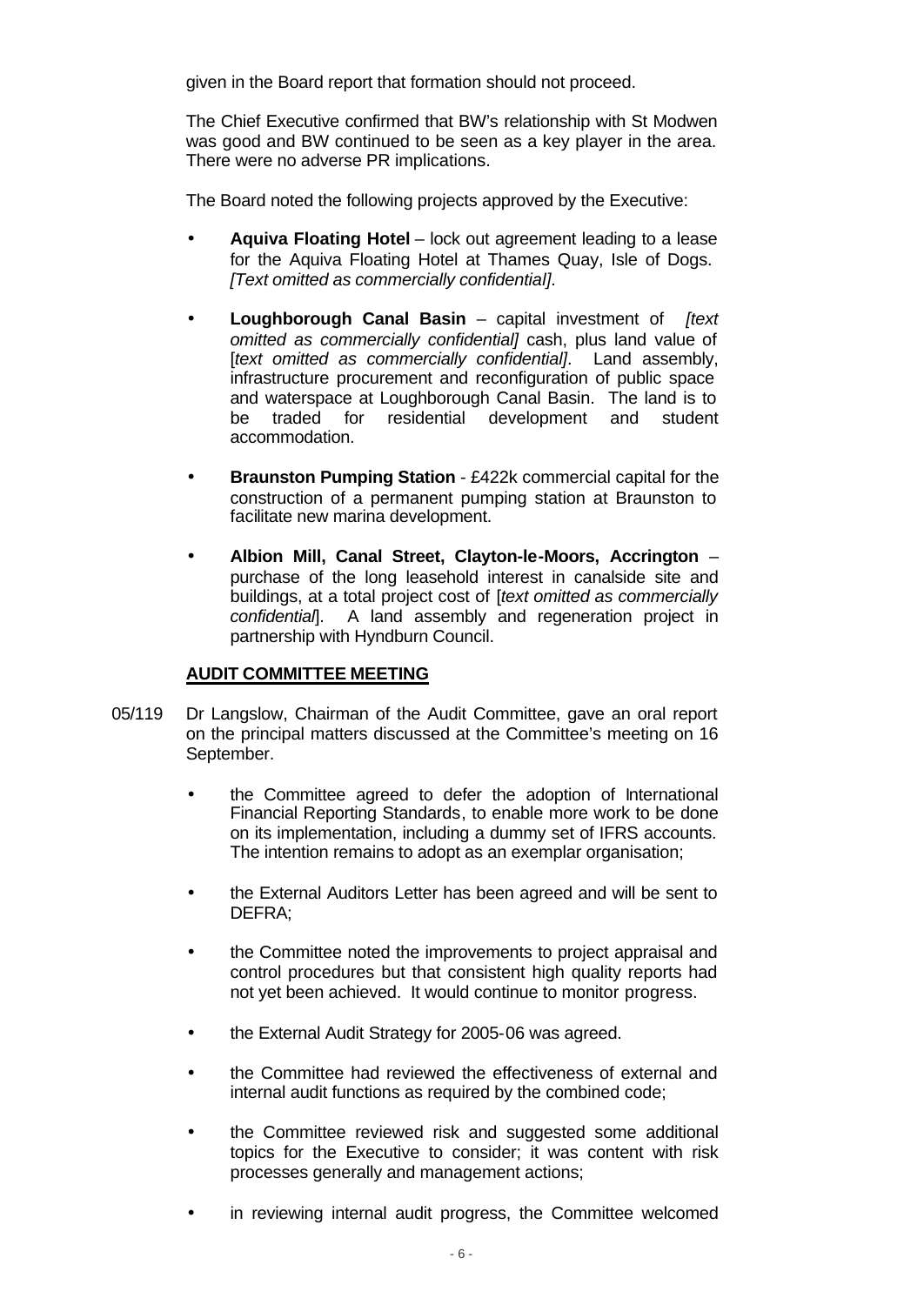given in the Board report that formation should not proceed.

The Chief Executive confirmed that BW's relationship with St Modwen was good and BW continued to be seen as a key player in the area. There were no adverse PR implications.

The Board noted the following projects approved by the Executive:

- **Aquiva Floating Hotel** – lock out agreement leading to a lease for the Aquiva Floating Hotel at Thames Quay, Isle of Dogs. *[Text omitted as commercially confidential]*.
- **Loughborough Canal Basin** – capital investment of *[text omitted as commercially confidential]* cash, plus land value of [*text omitted as commercially confidential]*. Land assembly, infrastructure procurement and reconfiguration of public space and waterspace at Loughborough Canal Basin. The land is to be traded for residential development and student accommodation.
- **Braunston Pumping Station** - £422k commercial capital for the construction of a permanent pumping station at Braunston to facilitate new marina development.
- **Albion Mill, Canal Street, Clayton-le-Moors, Accrington** – purchase of the long leasehold interest in canalside site and buildings, at a total project cost of [*text omitted as commercially confidential*]. A land assembly and regeneration project in partnership with Hyndburn Council.

## AUDIT COMMITTEE MEETING

05/119 Dr Langslow, Chairman of the Audit Committee, gave an oral report on the principal matters discussed at the Committee's meeting on 16 September.

- the Committee agreed to defer the adoption of International Financial Reporting Standards, to enable more work to be done on its implementation, including a dummy set of IFRS accounts. The intention remains to adopt as an exemplar organisation;
- the External Auditors Letter has been agreed and will be sent to DEFRA;
- the Committee noted the improvements to project appraisal and control procedures but that consistent high quality reports had not yet been achieved. It would continue to monitor progress.
- the External Audit Strategy for 2005-06 was agreed.
- the Committee had reviewed the effectiveness of external and internal audit functions as required by the combined code;
- the Committee reviewed risk and suggested some additional topics for the Executive to consider; it was content with risk processes generally and management actions;
- in reviewing internal audit progress, the Committee welcomed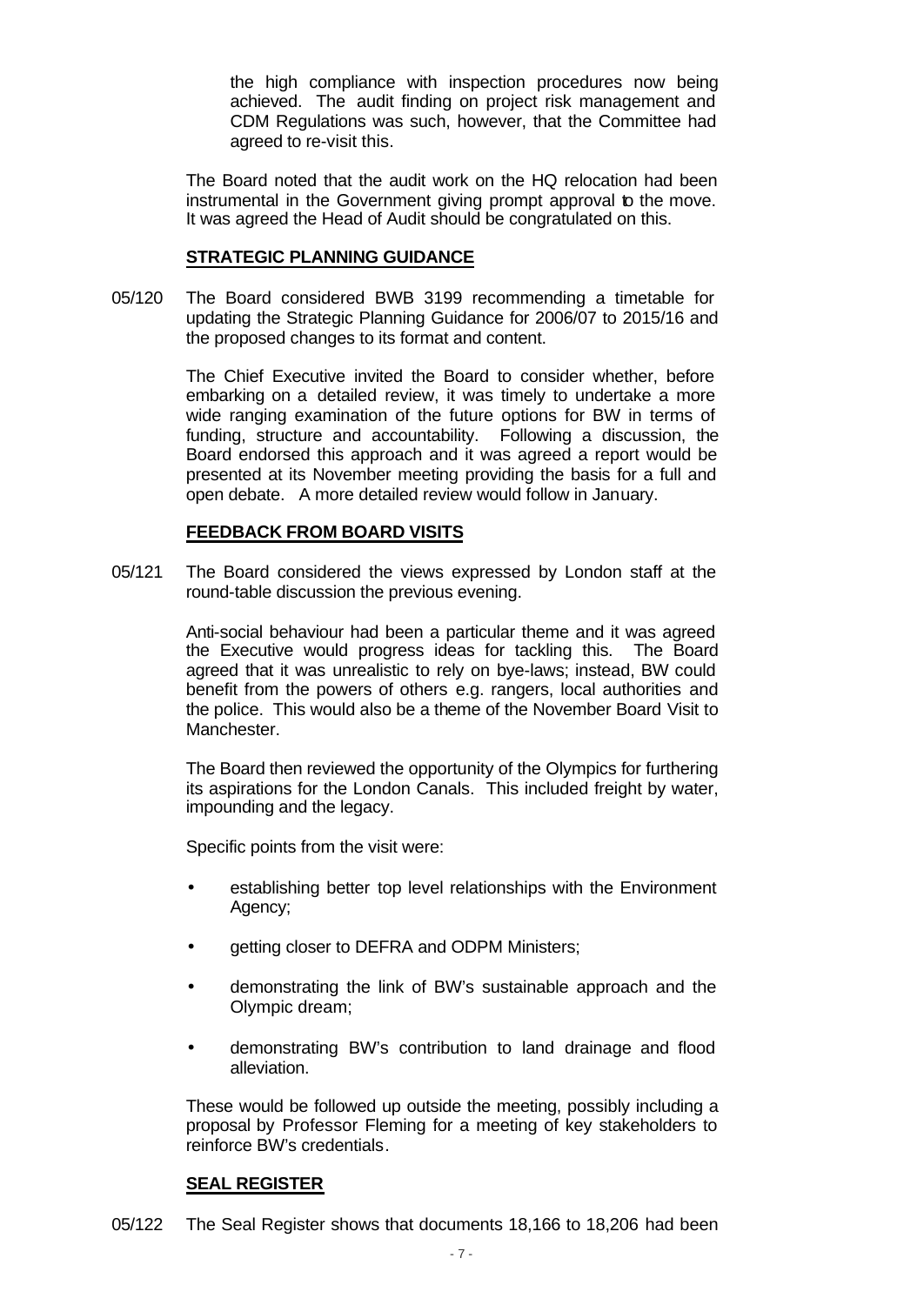the high compliance with inspection procedures now being achieved. The audit finding on project risk management and CDM Regulations was such, however, that the Committee had agreed to re-visit this.

The Board noted that the audit work on the HQ relocation had been instrumental in the Government giving prompt approval to the move. It was agreed the Head of Audit should be congratulated on this.

**STRATEGIC PLANNING GUIDANCE**

05/120 The Board considered BWB 3199 recommending a timetable for updating the Strategic Planning Guidance for 2006/07 to 2015/16 and the proposed changes to its format and content.

The Chief Executive invited the Board to consider whether, before embarking on a detailed review, it was timely to undertake a more wide ranging examination of the future options for BW in terms of funding, structure and accountability. Following a discussion, the Board endorsed this approach and it was agreed a report would be presented at its November meeting providing the basis for a full and open debate. A more detailed review would follow in January.

**FEEDBACK FROM BOARD VISITS**

05/121 The Board considered the views expressed by London staff at the round-table discussion the previous evening.

Anti-social behaviour had been a particular theme and it was agreed the Executive would progress ideas for tackling this. The Board agreed that it was unrealistic to rely on bye-laws; instead, BW could benefit from the powers of others e.g. rangers, local authorities and the police. This would also be a theme of the November Board Visit to Manchester.

The Board then reviewed the opportunity of the Olympics for furthering its aspirations for the London Canals. This included freight by water, impounding and the legacy.

Specific points from the visit were:

- establishing better top level relationships with the Environment Agency;
- getting closer to DEFRA and ODPM Ministers;
- demonstrating the link of BW's sustainable approach and the Olympic dream;
- demonstrating BW's contribution to land drainage and flood alleviation.

These would be followed up outside the meeting, possibly including a proposal by Professor Fleming for a meeting of key stakeholders to reinforce BW's credentials.

**SEAL REGISTER**

05/122 The Seal Register shows that documents 18,166 to 18,206 had been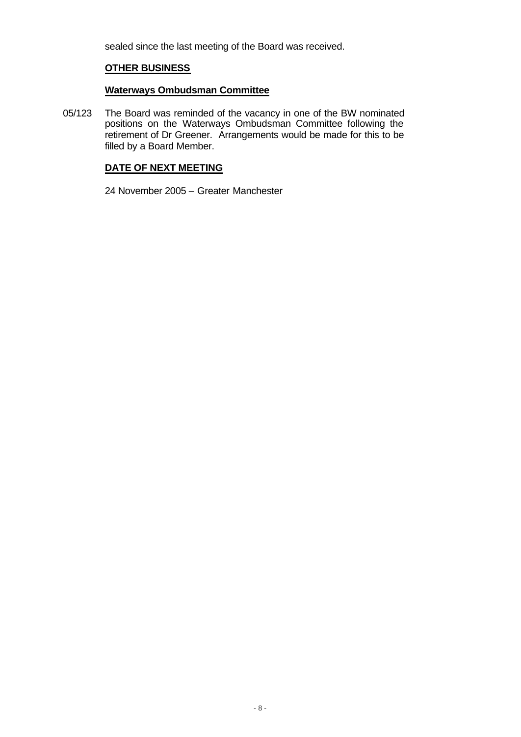sealed since the last meeting of the Board was received.

## OTHER BUSINESS

### Waterways Ombudsman Committee

05/123 The Board was reminded of the vacancy in one of the BW nominated positions on the Waterways Ombudsman Committee following the retirement of Dr Greener. Arrangements would be made for this to be filled by a Board Member.

## DATE OF NEXT MEETING

24 November 2005 – Greater Manchester